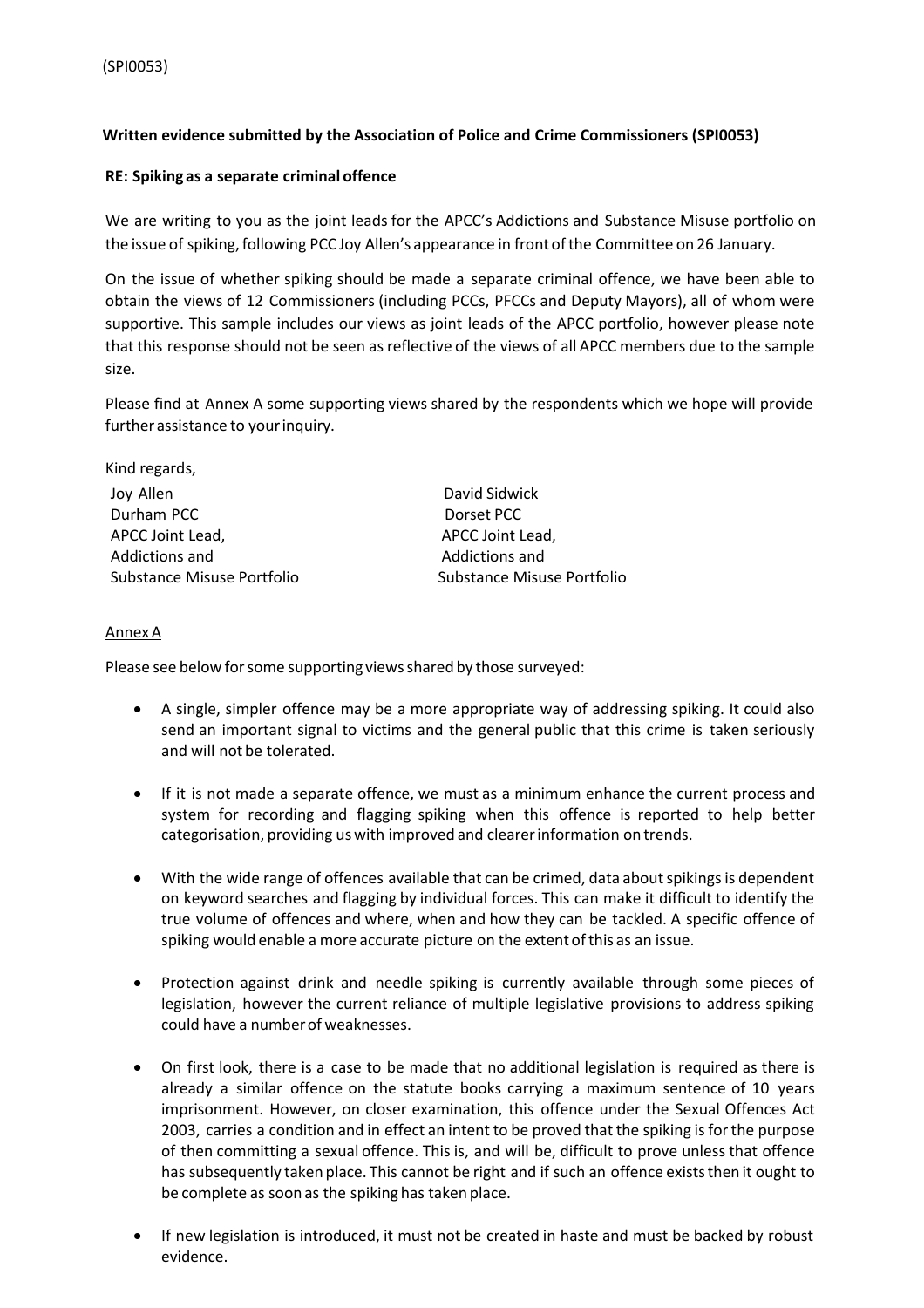(SPI0053)

**Written evidence submitted by the Association of Police and Crime Commissioners (SPI0053)**

**RE: Spiking as a separate criminal offence**

We are writing to you as the joint leads for the APCC's Addictions and Substance Misuse portfolio on the issue of spiking, following PCC Joy Allen's appearance in front of the Committee on 26 January.

On the issue of whether spiking should be made a separate criminal offence, we have been able to obtain the views of 12 Commissioners (including PCCs, PFCCs and Deputy Mayors), all of whom were supportive. This sample includes our views as joint leads of the APCC portfolio, however please note that this response should not be seen as reflective of the views of all APCC members due to the sample size.

Please find at Annex A some supporting views shared by the respondents which we hope will provide further assistance to your inquiry.

Kind regards,

Joy Allen
Durham PCC
APCC Joint Lead,
Addictions and
Substance Misuse Portfolio

David Sidwick
Dorset PCC
APCC Joint Lead,
Addictions and
Substance Misuse Portfolio

## Annex A

Please see below for some supporting views shared by those surveyed:

- A single, simpler offence may be a more appropriate way of addressing spiking. It could also send an important signal to victims and the general public that this crime is taken seriously and will not be tolerated.

- If it is not made a separate offence, we must as a minimum enhance the current process and system for recording and flagging spiking when this offence is reported to help better categorisation, providing us with improved and clearer information on trends.

- With the wide range of offences available that can be crimed, data about spikings is dependent on keyword searches and flagging by individual forces. This can make it difficult to identify the true volume of offences and where, when and how they can be tackled. A specific offence of spiking would enable a more accurate picture on the extent of this as an issue.

- Protection against drink and needle spiking is currently available through some pieces of legislation, however the current reliance of multiple legislative provisions to address spiking could have a number of weaknesses.

- On first look, there is a case to be made that no additional legislation is required as there is already a similar offence on the statute books carrying a maximum sentence of 10 years imprisonment. However, on closer examination, this offence under the Sexual Offences Act 2003, carries a condition and in effect an intent to be proved that the spiking is for the purpose of then committing a sexual offence. This is, and will be, difficult to prove unless that offence has subsequently taken place. This cannot be right and if such an offence exists then it ought to be complete as soon as the spiking has taken place.

- If new legislation is introduced, it must not be created in haste and must be backed by robust evidence.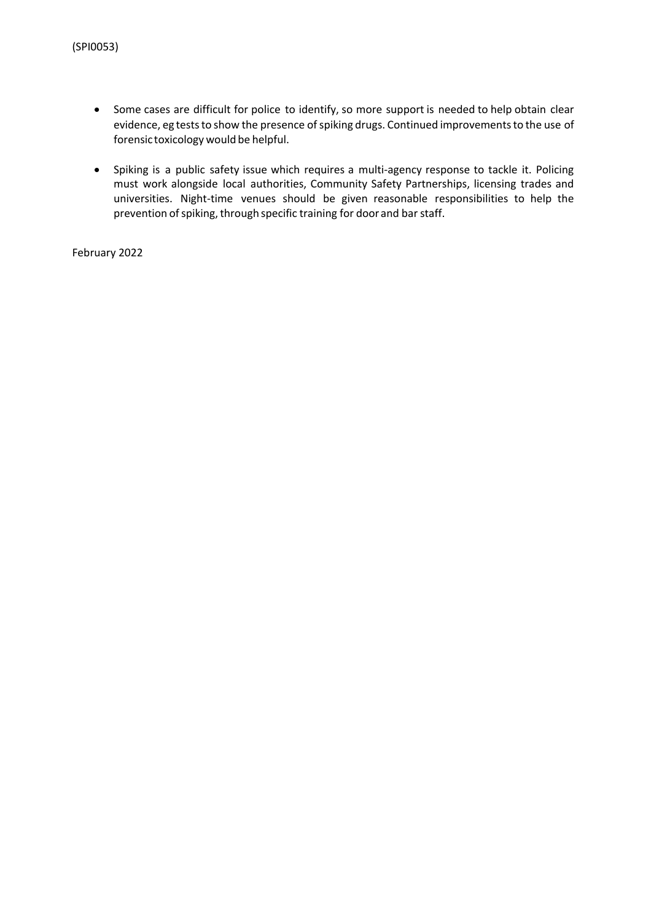(SPI0053)

- Some cases are difficult for police to identify, so more support is needed to help obtain clear evidence, eg tests to show the presence of spiking drugs. Continued improvements to the use of forensic toxicology would be helpful.

- Spiking is a public safety issue which requires a multi-agency response to tackle it. Policing must work alongside local authorities, Community Safety Partnerships, licensing trades and universities. Night-time venues should be given reasonable responsibilities to help the prevention of spiking, through specific training for door and bar staff.

February 2022